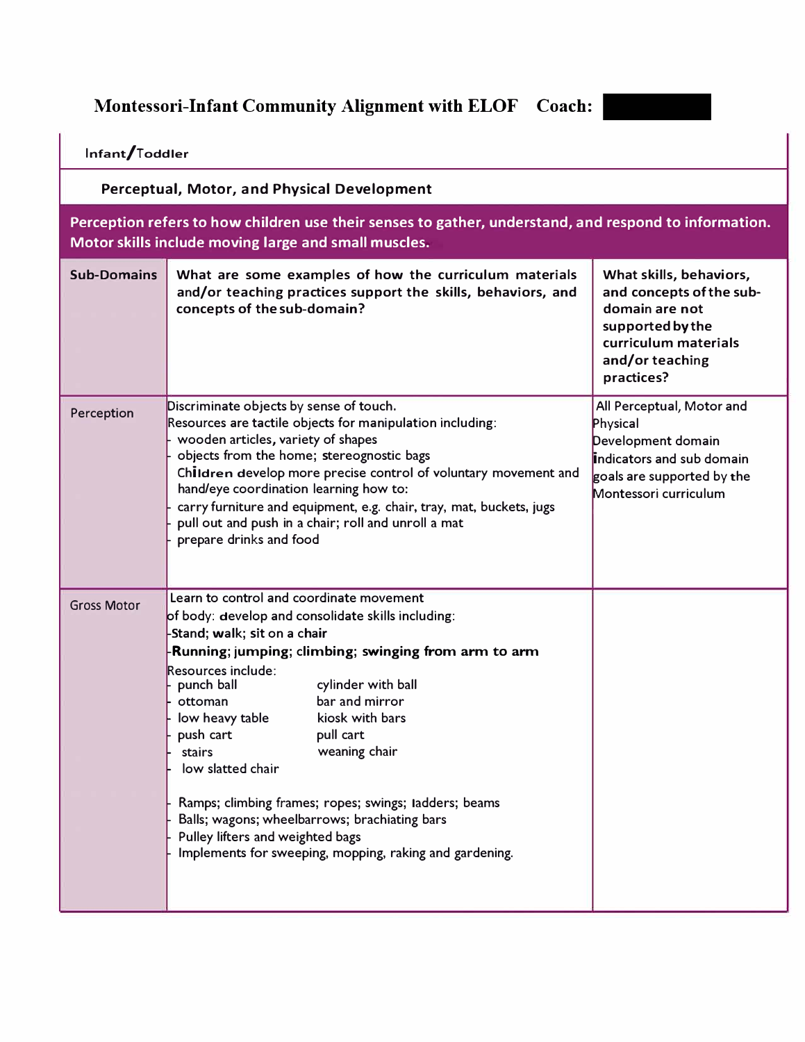# Montessori-Infant Community Alignment with ELOF Coach:

Infant/Toddler

## Perceptual, Motor, and Physical Development

**Perception refers to how children use their senses to gather, understand, and respond to information. Motor skills include moving large and small muscles.**

| Sub-Domains | What are some examples of how the curriculum materials and/or teaching practices support the skills, behaviors, and concepts of the sub-domain? | What skills, behaviors, and concepts of the sub-domain are not supported by the curriculum materials and/or teaching practices? |
|---|---|---|
| Perception | Discriminate objects by sense of touch.<br>Resources are tactile objects for manipulation including:<br>- wooden articles, variety of shapes<br>- objects from the home; stereognostic bags<br>Children develop more precise control of voluntary movement and hand/eye coordination learning how to:<br>- carry furniture and equipment, e.g. chair, tray, mat, buckets, jugs<br>- pull out and push in a chair; roll and unroll a mat<br>- prepare drinks and food | All Perceptual, Motor and Physical Development domain indicators and sub domain goals are supported by the Montessori curriculum |
| Gross Motor | Learn to control and coordinate movement of body: develop and consolidate skills including:<br>-Stand; walk; sit on a chair<br>-**Running; jumping; climbing; swinging from arm to arm**<br>Resources include:<br>- punch ball<br>- ottoman<br>- low heavy table<br>- push cart<br>- stairs<br>- low slatted chair<br>- cylinder with ball<br>- bar and mirror<br>- kiosk with bars<br>- pull cart<br>- weaning chair<br><br>- Ramps; climbing frames; ropes; swings; ladders; beams<br>- Balls; wagons; wheelbarrows; brachiating bars<br>- Pulley lifters and weighted bags<br>- Implements for sweeping, mopping, raking and gardening. | |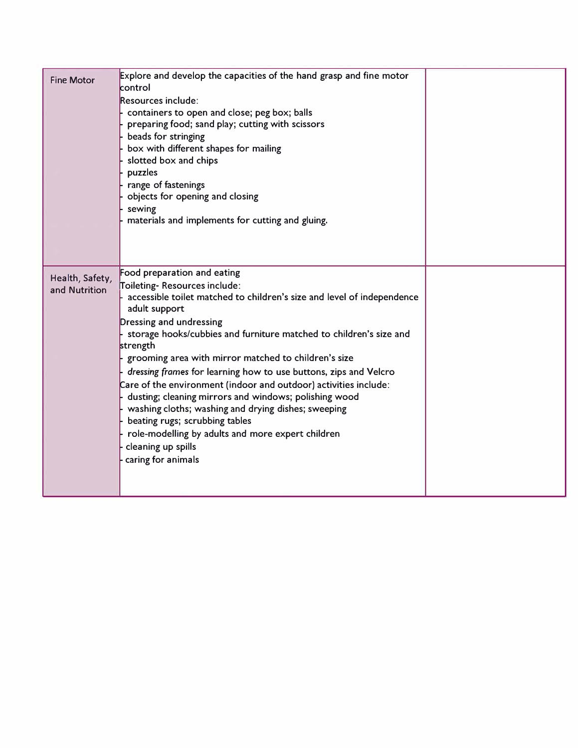| | | |
|---|---|---|
| Fine Motor | Explore and develop the capacities of the hand grasp and fine motor control<br>Resources include:<br>- containers to open and close; peg box; balls<br>- preparing food; sand play; cutting with scissors<br>- beads for stringing<br>- box with different shapes for mailing<br>- slotted box and chips<br>- puzzles<br>- range of fastenings<br>- objects for opening and closing<br>- sewing<br>- materials and implements for cutting and gluing. | |
| Health, Safety, and Nutrition | Food preparation and eating<br>Toileting- Resources include:<br>- accessible toilet matched to children's size and level of independence adult support<br>Dressing and undressing<br>- storage hooks/cubbies and furniture matched to children's size and strength<br>- grooming area with mirror matched to children's size<br>- *dressing frames* for learning how to use buttons, zips and Velcro<br>Care of the environment (indoor and outdoor) activities include:<br>- dusting; cleaning mirrors and windows; polishing wood<br>- washing cloths; washing and drying dishes; sweeping<br>- beating rugs; scrubbing tables<br>- role-modelling by adults and more expert children<br>- cleaning up spills<br>- caring for animals | |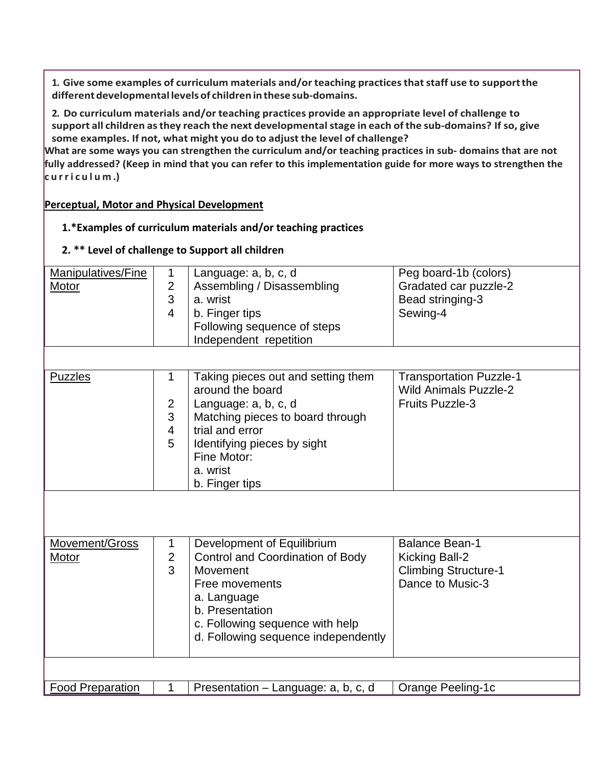**1. Give some examples of curriculum materials and/or teaching practices that staff use to support the different developmental levels of children in these sub-domains.**

**2. Do curriculum materials and/or teaching practices provide an appropriate level of challenge to support all children as they reach the next developmental stage in each of the sub-domains? If so, give some examples. If not, what might you do to adjust the level of challenge?**

**What are some ways you can strengthen the curriculum and/or teaching practices in sub- domains that are not fully addressed? (Keep in mind that you can refer to this implementation guide for more ways to strengthen the curriculum.)**

**Perceptual, Motor and Physical Development**

**1.*Examples of curriculum materials and/or teaching practices**

**2. ** Level of challenge to Support all children**

| | | | |
|---|---|---|---|
| Manipulatives/Fine Motor | 1<br>2<br>3<br>4 | Language: a, b, c, d<br>Assembling / Disassembling<br>a. wrist<br>b. Finger tips<br>Following sequence of steps<br>Independent repetition | Peg board-1b (colors)<br>Gradated car puzzle-2<br>Bead stringing-3<br>Sewing-4 |
| | | | |
| Puzzles | 1<br><br>2<br>3<br>4<br>5 | Taking pieces out and setting them around the board<br>Language: a, b, c, d<br>Matching pieces to board through trial and error<br>Identifying pieces by sight<br>Fine Motor:<br>a. wrist<br>b. Finger tips | Transportation Puzzle-1<br>Wild Animals Puzzle-2<br>Fruits Puzzle-3 |
| | | | |
| Movement/Gross Motor | 1<br>2<br>3 | Development of Equilibrium<br>Control and Coordination of Body Movement<br>Free movements<br>a. Language<br>b. Presentation<br>c. Following sequence with help<br>d. Following sequence independently | Balance Bean-1<br>Kicking Ball-2<br>Climbing Structure-1<br>Dance to Music-3 |
| | | | |
| Food Preparation | 1 | Presentation – Language: a, b, c, d | Orange Peeling-1c |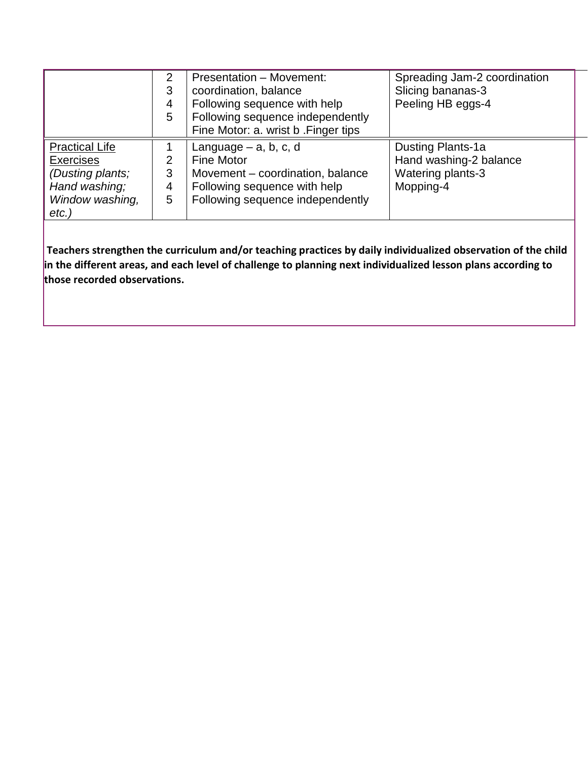| | | | |
|---|---|---|---|
| | 2<br>3<br>4<br>5 | Presentation – Movement: coordination, balance<br>Following sequence with help<br>Following sequence independently<br>Fine Motor: a. wrist b .Finger tips | Spreading Jam-2 coordination<br>Slicing bananas-3<br>Peeling HB eggs-4 |
| <u>Practical Life Exercises</u><br>*(Dusting plants; Hand washing; Window washing, etc.)* | 1<br>2<br>3<br>4<br>5 | Language – a, b, c, d<br>Fine Motor<br>Movement – coordination, balance<br>Following sequence with help<br>Following sequence independently | Dusting Plants-1a<br>Hand washing-2 balance<br>Watering plants-3<br>Mopping-4 |

**Teachers strengthen the curriculum and/or teaching practices by daily individualized observation of the child in the different areas, and each level of challenge to planning next individualized lesson plans according to those recorded observations.**